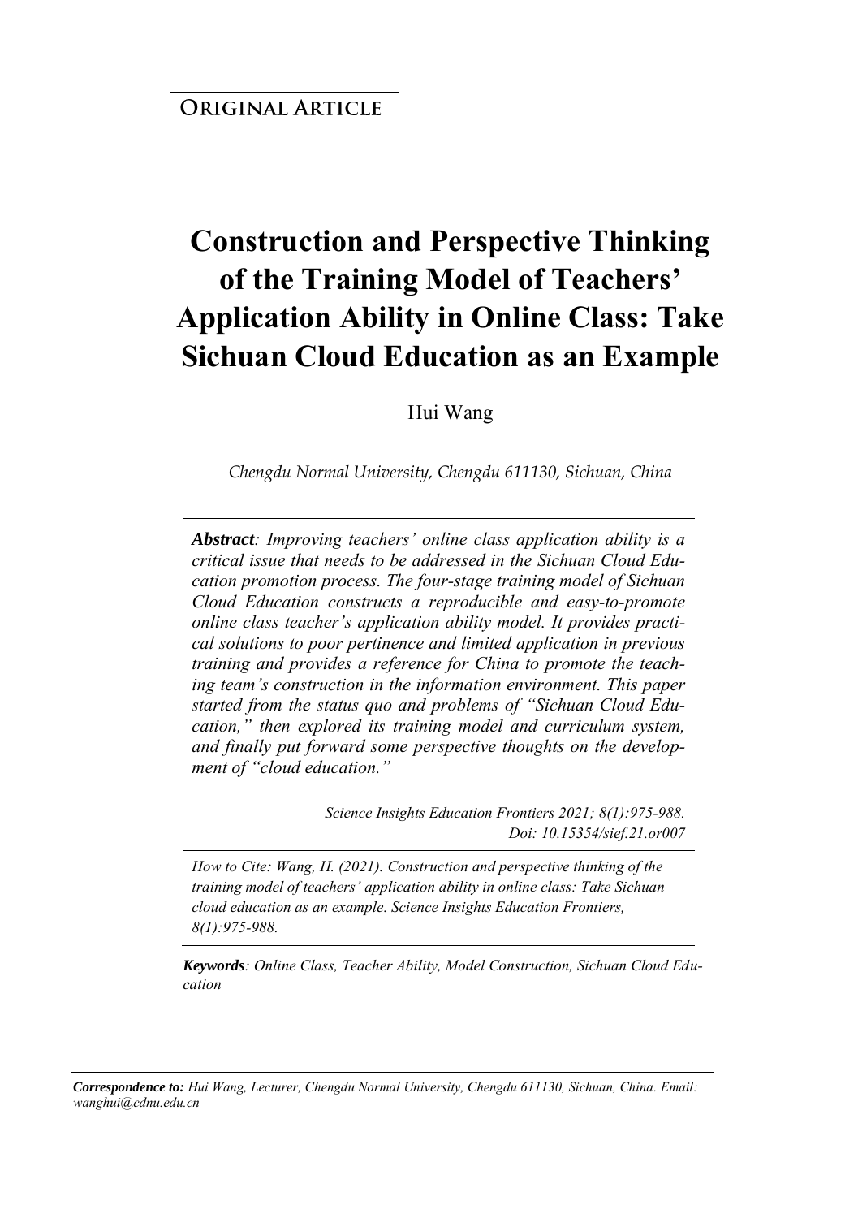**Original Article**

# Construction and Perspective Thinking of the Training Model of Teachers' Application Ability in Online Class: Take Sichuan Cloud Education as an Example

Hui Wang

*Chengdu Normal University, Chengdu 611130, Sichuan, China*

***Abstract**: Improving teachers' online class application ability is a critical issue that needs to be addressed in the Sichuan Cloud Education promotion process. The four-stage training model of Sichuan Cloud Education constructs a reproducible and easy-to-promote online class teacher's application ability model. It provides practical solutions to poor pertinence and limited application in previous training and provides a reference for China to promote the teaching team's construction in the information environment. This paper started from the status quo and problems of "Sichuan Cloud Education," then explored its training model and curriculum system, and finally put forward some perspective thoughts on the development of "cloud education."*

*Science Insights Education Frontiers 2021; 8(1):975-988.*
*Doi: 10.15354/sief.21.or007*

*How to Cite: Wang, H. (2021). Construction and perspective thinking of the training model of teachers' application ability in online class: Take Sichuan cloud education as an example. Science Insights Education Frontiers, 8(1):975-988.*

***Keywords**: Online Class, Teacher Ability, Model Construction, Sichuan Cloud Education*

***Correspondence to:** Hui Wang, Lecturer, Chengdu Normal University, Chengdu 611130, Sichuan, China. Email: wanghui@cdnu.edu.cn*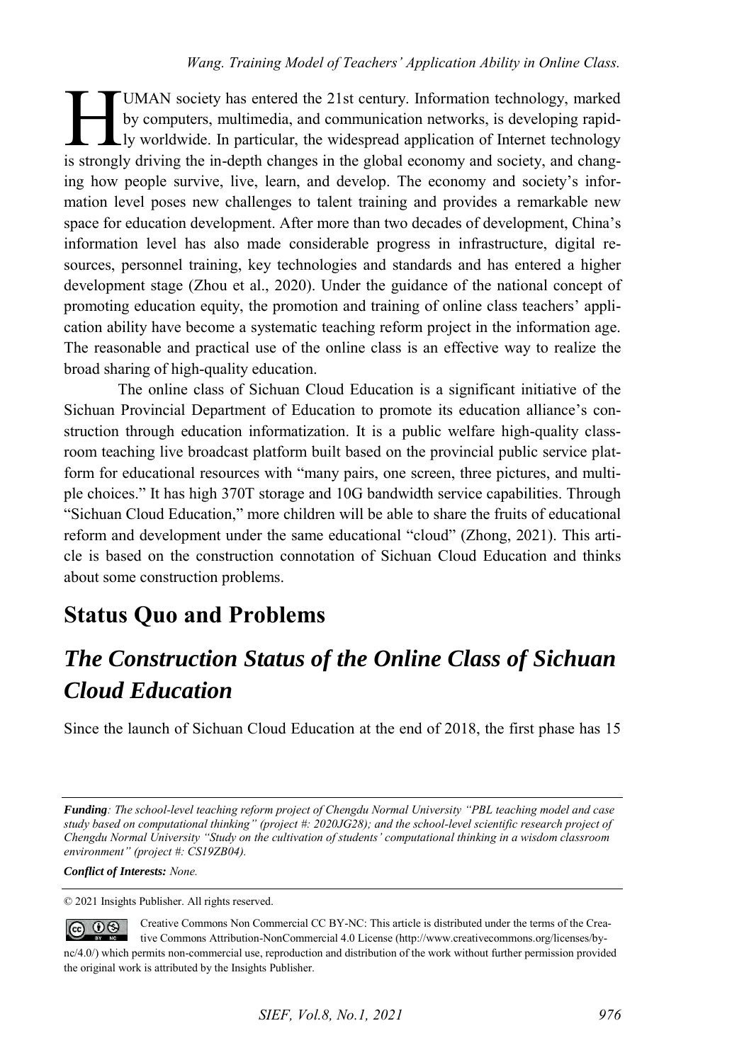HUMAN society has entered the 21st century. Information technology, marked by computers, multimedia, and communication networks, is developing rapidly worldwide. In particular, the widespread application of Internet technology is strongly driving the in-depth changes in the global economy and society, and changing how people survive, live, learn, and develop. The economy and society's information level poses new challenges to talent training and provides a remarkable new space for education development. After more than two decades of development, China's information level has also made considerable progress in infrastructure, digital resources, personnel training, key technologies and standards and has entered a higher development stage (Zhou et al., 2020). Under the guidance of the national concept of promoting education equity, the promotion and training of online class teachers' application ability have become a systematic teaching reform project in the information age. The reasonable and practical use of the online class is an effective way to realize the broad sharing of high-quality education.

The online class of Sichuan Cloud Education is a significant initiative of the Sichuan Provincial Department of Education to promote its education alliance's construction through education informatization. It is a public welfare high-quality classroom teaching live broadcast platform built based on the provincial public service platform for educational resources with "many pairs, one screen, three pictures, and multiple choices." It has high 370T storage and 10G bandwidth service capabilities. Through "Sichuan Cloud Education," more children will be able to share the fruits of educational reform and development under the same educational "cloud" (Zhong, 2021). This article is based on the construction connotation of Sichuan Cloud Education and thinks about some construction problems.

## Status Quo and Problems

### *The Construction Status of the Online Class of Sichuan Cloud Education*

Since the launch of Sichuan Cloud Education at the end of 2018, the first phase has 15

---

***Funding****: The school-level teaching reform project of Chengdu Normal University "PBL teaching model and case study based on computational thinking" (project #: 2020JG28); and the school-level scientific research project of Chengdu Normal University "Study on the cultivation of students' computational thinking in a wisdom classroom environment" (project #: CS19ZB04).*

***Conflict of Interests:*** *None.*

© 2021 Insights Publisher. All rights reserved.

Creative Commons Non Commercial CC BY-NC: This article is distributed under the terms of the Creative Commons Attribution-NonCommercial 4.0 License (http://www.creativecommons.org/licenses/by-nc/4.0/) which permits non-commercial use, reproduction and distribution of the work without further permission provided the original work is attributed by the Insights Publisher.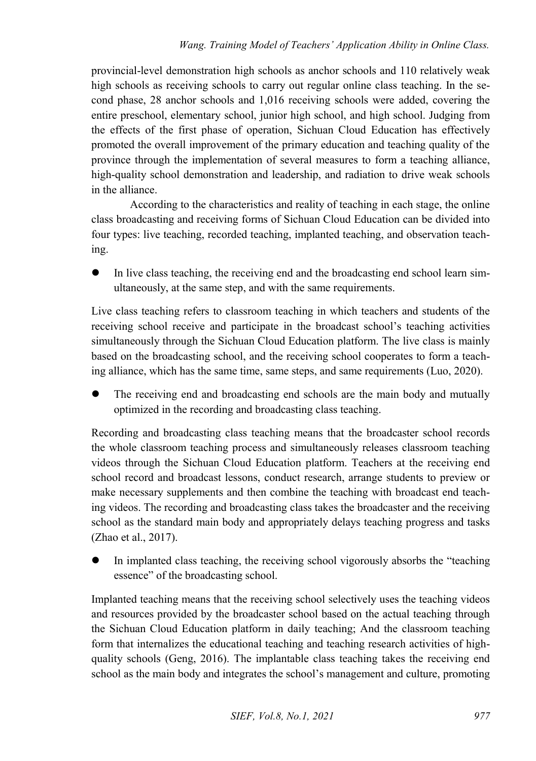provincial-level demonstration high schools as anchor schools and 110 relatively weak high schools as receiving schools to carry out regular online class teaching. In the second phase, 28 anchor schools and 1,016 receiving schools were added, covering the entire preschool, elementary school, junior high school, and high school. Judging from the effects of the first phase of operation, Sichuan Cloud Education has effectively promoted the overall improvement of the primary education and teaching quality of the province through the implementation of several measures to form a teaching alliance, high-quality school demonstration and leadership, and radiation to drive weak schools in the alliance.

According to the characteristics and reality of teaching in each stage, the online class broadcasting and receiving forms of Sichuan Cloud Education can be divided into four types: live teaching, recorded teaching, implanted teaching, and observation teaching.

- In live class teaching, the receiving end and the broadcasting end school learn simultaneously, at the same step, and with the same requirements.

Live class teaching refers to classroom teaching in which teachers and students of the receiving school receive and participate in the broadcast school's teaching activities simultaneously through the Sichuan Cloud Education platform. The live class is mainly based on the broadcasting school, and the receiving school cooperates to form a teaching alliance, which has the same time, same steps, and same requirements (Luo, 2020).

- The receiving end and broadcasting end schools are the main body and mutually optimized in the recording and broadcasting class teaching.

Recording and broadcasting class teaching means that the broadcaster school records the whole classroom teaching process and simultaneously releases classroom teaching videos through the Sichuan Cloud Education platform. Teachers at the receiving end school record and broadcast lessons, conduct research, arrange students to preview or make necessary supplements and then combine the teaching with broadcast end teaching videos. The recording and broadcasting class takes the broadcaster and the receiving school as the standard main body and appropriately delays teaching progress and tasks (Zhao et al., 2017).

- In implanted class teaching, the receiving school vigorously absorbs the "teaching essence" of the broadcasting school.

Implanted teaching means that the receiving school selectively uses the teaching videos and resources provided by the broadcaster school based on the actual teaching through the Sichuan Cloud Education platform in daily teaching; And the classroom teaching form that internalizes the educational teaching and teaching research activities of high-quality schools (Geng, 2016). The implantable class teaching takes the receiving end school as the main body and integrates the school's management and culture, promoting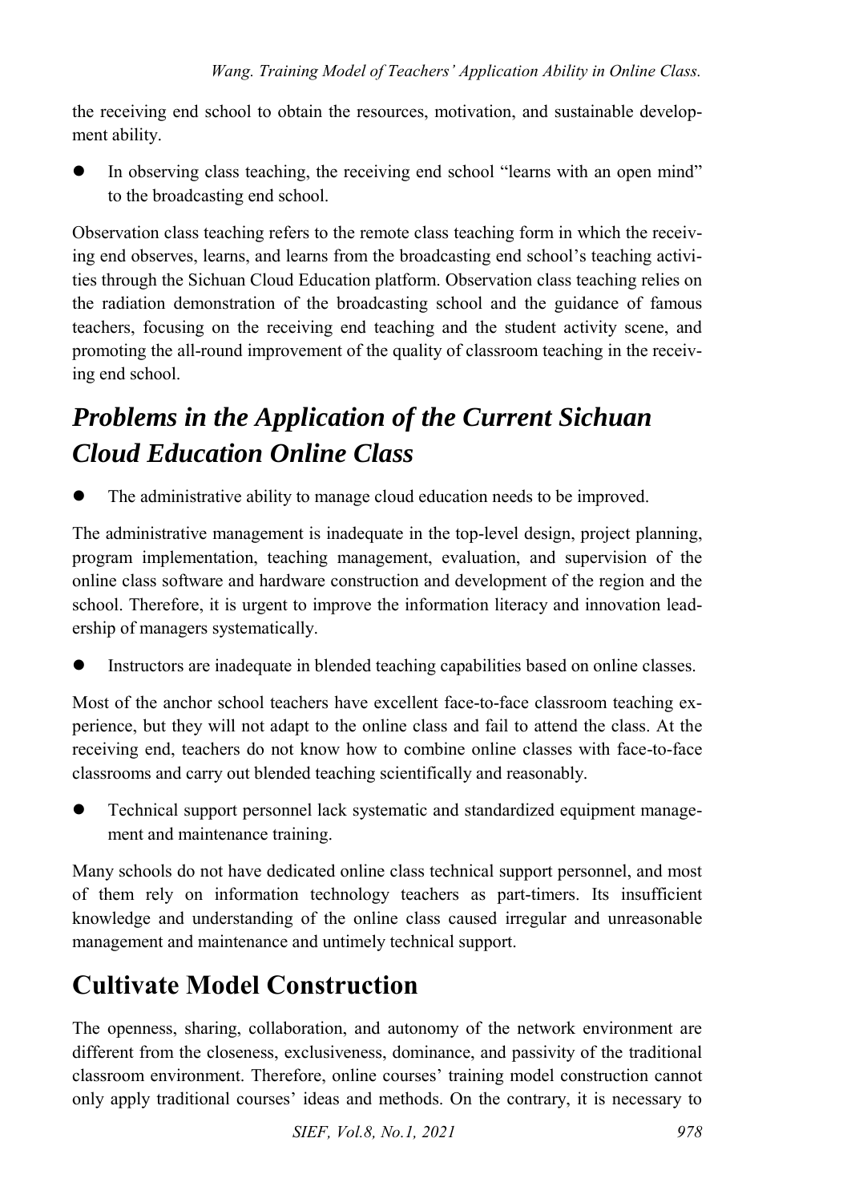the receiving end school to obtain the resources, motivation, and sustainable development ability.

- In observing class teaching, the receiving end school "learns with an open mind" to the broadcasting end school.

Observation class teaching refers to the remote class teaching form in which the receiving end observes, learns, and learns from the broadcasting end school's teaching activities through the Sichuan Cloud Education platform. Observation class teaching relies on the radiation demonstration of the broadcasting school and the guidance of famous teachers, focusing on the receiving end teaching and the student activity scene, and promoting the all-round improvement of the quality of classroom teaching in the receiving end school.

## *Problems in the Application of the Current Sichuan Cloud Education Online Class*

- The administrative ability to manage cloud education needs to be improved.

The administrative management is inadequate in the top-level design, project planning, program implementation, teaching management, evaluation, and supervision of the online class software and hardware construction and development of the region and the school. Therefore, it is urgent to improve the information literacy and innovation leadership of managers systematically.

- Instructors are inadequate in blended teaching capabilities based on online classes.

Most of the anchor school teachers have excellent face-to-face classroom teaching experience, but they will not adapt to the online class and fail to attend the class. At the receiving end, teachers do not know how to combine online classes with face-to-face classrooms and carry out blended teaching scientifically and reasonably.

- Technical support personnel lack systematic and standardized equipment management and maintenance training.

Many schools do not have dedicated online class technical support personnel, and most of them rely on information technology teachers as part-timers. Its insufficient knowledge and understanding of the online class caused irregular and unreasonable management and maintenance and untimely technical support.

## Cultivate Model Construction

The openness, sharing, collaboration, and autonomy of the network environment are different from the closeness, exclusiveness, dominance, and passivity of the traditional classroom environment. Therefore, online courses' training model construction cannot only apply traditional courses' ideas and methods. On the contrary, it is necessary to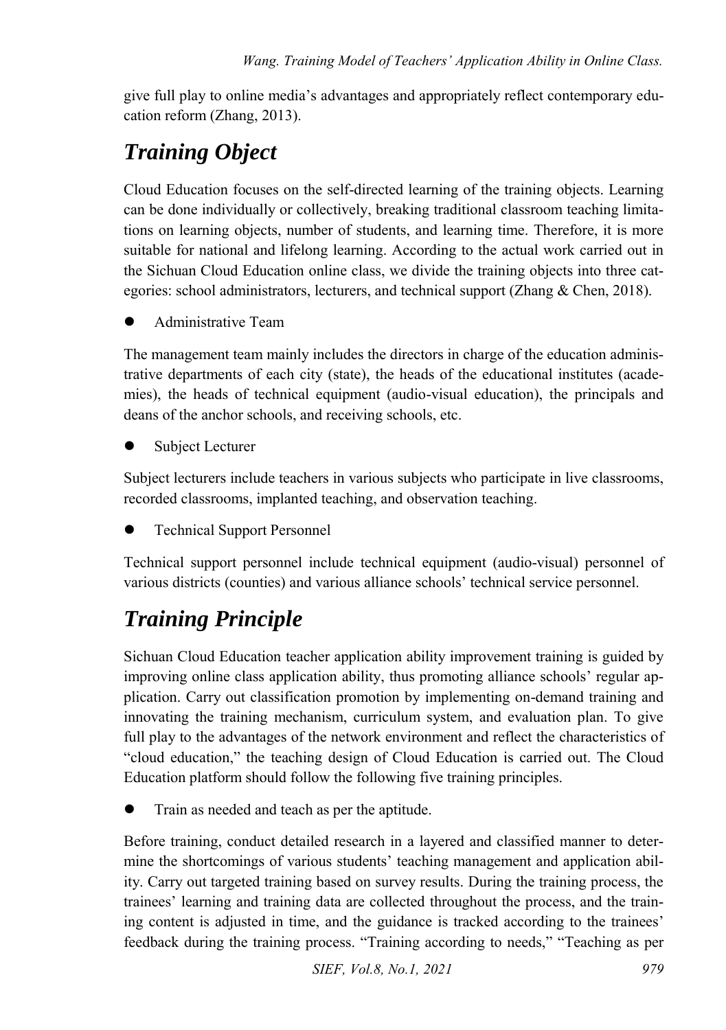give full play to online media's advantages and appropriately reflect contemporary education reform (Zhang, 2013).

## *Training Object*

Cloud Education focuses on the self-directed learning of the training objects. Learning can be done individually or collectively, breaking traditional classroom teaching limitations on learning objects, number of students, and learning time. Therefore, it is more suitable for national and lifelong learning. According to the actual work carried out in the Sichuan Cloud Education online class, we divide the training objects into three categories: school administrators, lecturers, and technical support (Zhang & Chen, 2018).

- Administrative Team

The management team mainly includes the directors in charge of the education administrative departments of each city (state), the heads of the educational institutes (academies), the heads of technical equipment (audio-visual education), the principals and deans of the anchor schools, and receiving schools, etc.

- Subject Lecturer

Subject lecturers include teachers in various subjects who participate in live classrooms, recorded classrooms, implanted teaching, and observation teaching.

- Technical Support Personnel

Technical support personnel include technical equipment (audio-visual) personnel of various districts (counties) and various alliance schools' technical service personnel.

## *Training Principle*

Sichuan Cloud Education teacher application ability improvement training is guided by improving online class application ability, thus promoting alliance schools' regular application. Carry out classification promotion by implementing on-demand training and innovating the training mechanism, curriculum system, and evaluation plan. To give full play to the advantages of the network environment and reflect the characteristics of "cloud education," the teaching design of Cloud Education is carried out. The Cloud Education platform should follow the following five training principles.

- Train as needed and teach as per the aptitude.

Before training, conduct detailed research in a layered and classified manner to determine the shortcomings of various students' teaching management and application ability. Carry out targeted training based on survey results. During the training process, the trainees' learning and training data are collected throughout the process, and the training content is adjusted in time, and the guidance is tracked according to the trainees' feedback during the training process. "Training according to needs," "Teaching as per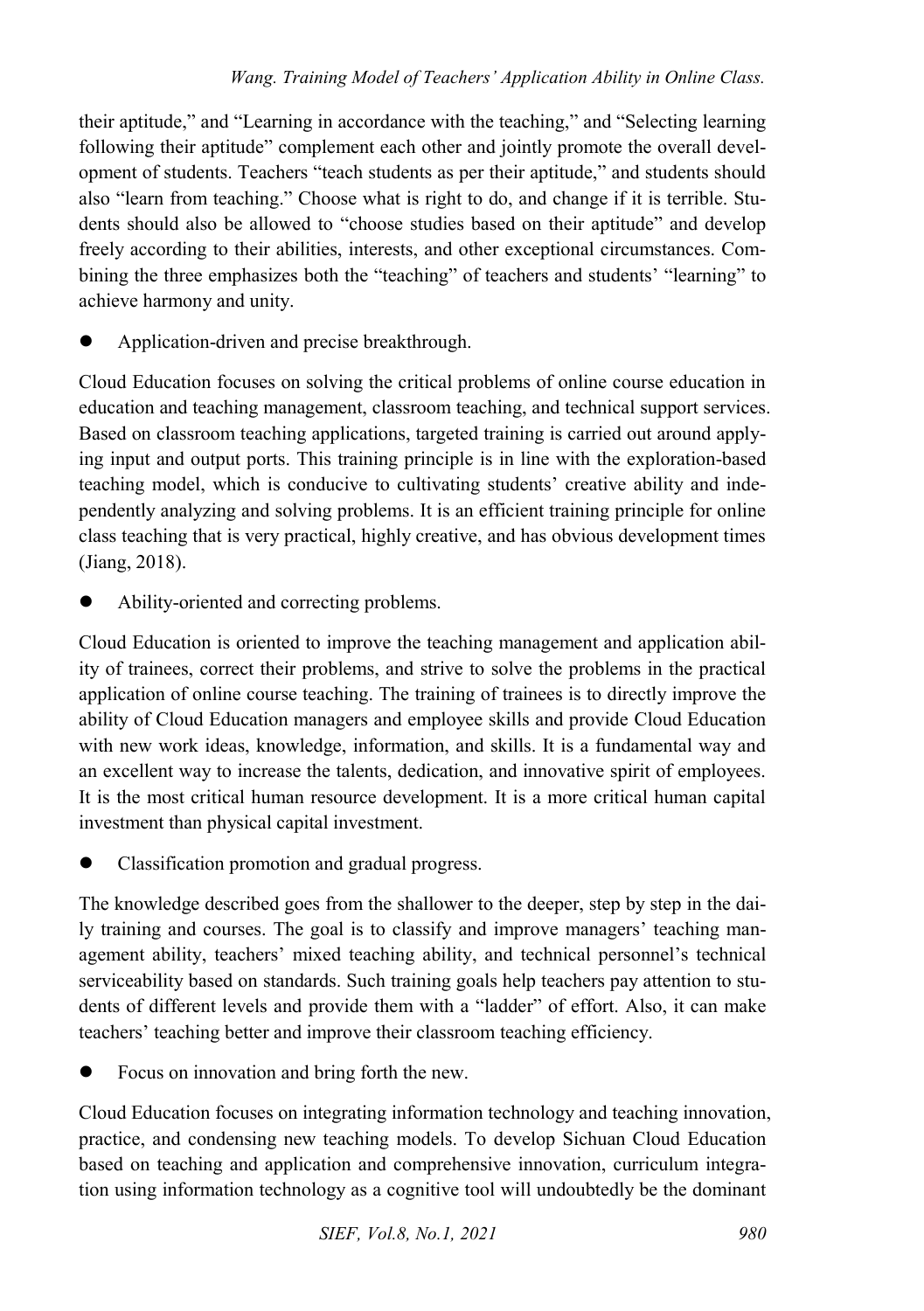their aptitude," and "Learning in accordance with the teaching," and "Selecting learning following their aptitude" complement each other and jointly promote the overall development of students. Teachers "teach students as per their aptitude," and students should also "learn from teaching." Choose what is right to do, and change if it is terrible. Students should also be allowed to "choose studies based on their aptitude" and develop freely according to their abilities, interests, and other exceptional circumstances. Combining the three emphasizes both the "teaching" of teachers and students' "learning" to achieve harmony and unity.

- Application-driven and precise breakthrough.

Cloud Education focuses on solving the critical problems of online course education in education and teaching management, classroom teaching, and technical support services. Based on classroom teaching applications, targeted training is carried out around applying input and output ports. This training principle is in line with the exploration-based teaching model, which is conducive to cultivating students' creative ability and independently analyzing and solving problems. It is an efficient training principle for online class teaching that is very practical, highly creative, and has obvious development times (Jiang, 2018).

- Ability-oriented and correcting problems.

Cloud Education is oriented to improve the teaching management and application ability of trainees, correct their problems, and strive to solve the problems in the practical application of online course teaching. The training of trainees is to directly improve the ability of Cloud Education managers and employee skills and provide Cloud Education with new work ideas, knowledge, information, and skills. It is a fundamental way and an excellent way to increase the talents, dedication, and innovative spirit of employees. It is the most critical human resource development. It is a more critical human capital investment than physical capital investment.

- Classification promotion and gradual progress.

The knowledge described goes from the shallower to the deeper, step by step in the daily training and courses. The goal is to classify and improve managers' teaching management ability, teachers' mixed teaching ability, and technical personnel's technical serviceability based on standards. Such training goals help teachers pay attention to students of different levels and provide them with a "ladder" of effort. Also, it can make teachers' teaching better and improve their classroom teaching efficiency.

- Focus on innovation and bring forth the new.

Cloud Education focuses on integrating information technology and teaching innovation, practice, and condensing new teaching models. To develop Sichuan Cloud Education based on teaching and application and comprehensive innovation, curriculum integration using information technology as a cognitive tool will undoubtedly be the dominant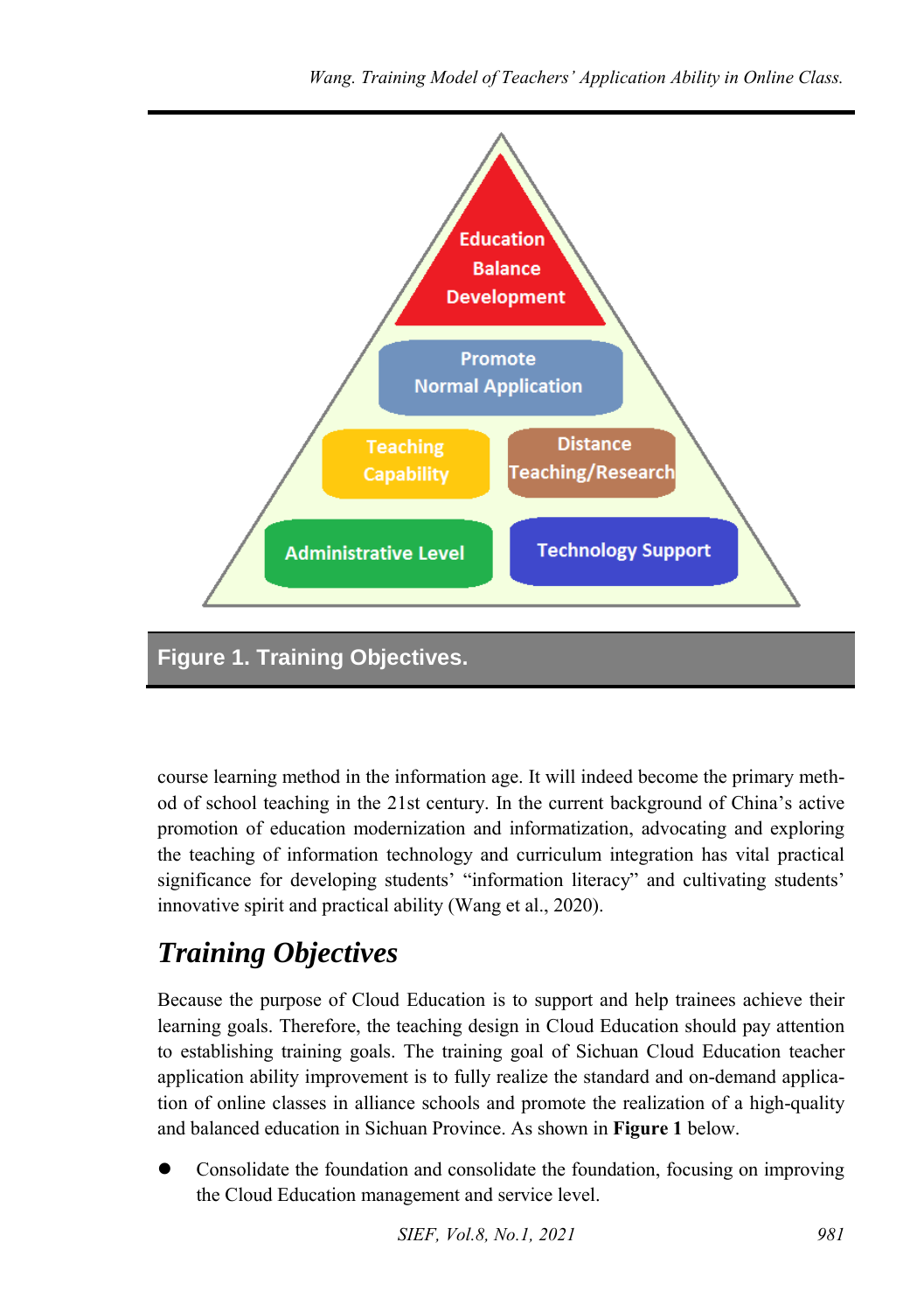Figure 1. Training Objectives.

course learning method in the information age. It will indeed become the primary method of school teaching in the 21st century. In the current background of China's active promotion of education modernization and informatization, advocating and exploring the teaching of information technology and curriculum integration has vital practical significance for developing students' "information literacy" and cultivating students' innovative spirit and practical ability (Wang et al., 2020).

## *Training Objectives*

Because the purpose of Cloud Education is to support and help trainees achieve their learning goals. Therefore, the teaching design in Cloud Education should pay attention to establishing training goals. The training goal of Sichuan Cloud Education teacher application ability improvement is to fully realize the standard and on-demand application of online classes in alliance schools and promote the realization of a high-quality and balanced education in Sichuan Province. As shown in **Figure 1** below.

- Consolidate the foundation and consolidate the foundation, focusing on improving the Cloud Education management and service level.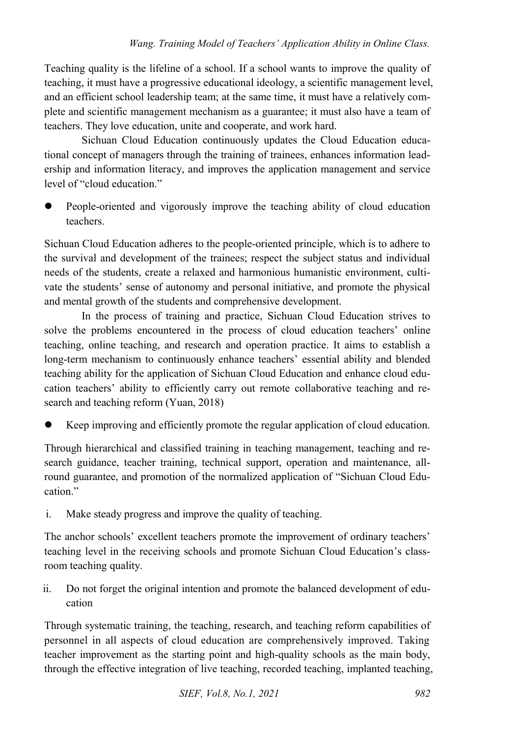Teaching quality is the lifeline of a school. If a school wants to improve the quality of teaching, it must have a progressive educational ideology, a scientific management level, and an efficient school leadership team; at the same time, it must have a relatively complete and scientific management mechanism as a guarantee; it must also have a team of teachers. They love education, unite and cooperate, and work hard.

Sichuan Cloud Education continuously updates the Cloud Education educational concept of managers through the training of trainees, enhances information leadership and information literacy, and improves the application management and service level of "cloud education."

- People-oriented and vigorously improve the teaching ability of cloud education teachers.

Sichuan Cloud Education adheres to the people-oriented principle, which is to adhere to the survival and development of the trainees; respect the subject status and individual needs of the students, create a relaxed and harmonious humanistic environment, cultivate the students' sense of autonomy and personal initiative, and promote the physical and mental growth of the students and comprehensive development.

In the process of training and practice, Sichuan Cloud Education strives to solve the problems encountered in the process of cloud education teachers' online teaching, online teaching, and research and operation practice. It aims to establish a long-term mechanism to continuously enhance teachers' essential ability and blended teaching ability for the application of Sichuan Cloud Education and enhance cloud education teachers' ability to efficiently carry out remote collaborative teaching and research and teaching reform (Yuan, 2018)

- Keep improving and efficiently promote the regular application of cloud education.

Through hierarchical and classified training in teaching management, teaching and research guidance, teacher training, technical support, operation and maintenance, all-round guarantee, and promotion of the normalized application of "Sichuan Cloud Education."

i. Make steady progress and improve the quality of teaching.

The anchor schools' excellent teachers promote the improvement of ordinary teachers' teaching level in the receiving schools and promote Sichuan Cloud Education's classroom teaching quality.

ii. Do not forget the original intention and promote the balanced development of education

Through systematic training, the teaching, research, and teaching reform capabilities of personnel in all aspects of cloud education are comprehensively improved. Taking teacher improvement as the starting point and high-quality schools as the main body, through the effective integration of live teaching, recorded teaching, implanted teaching,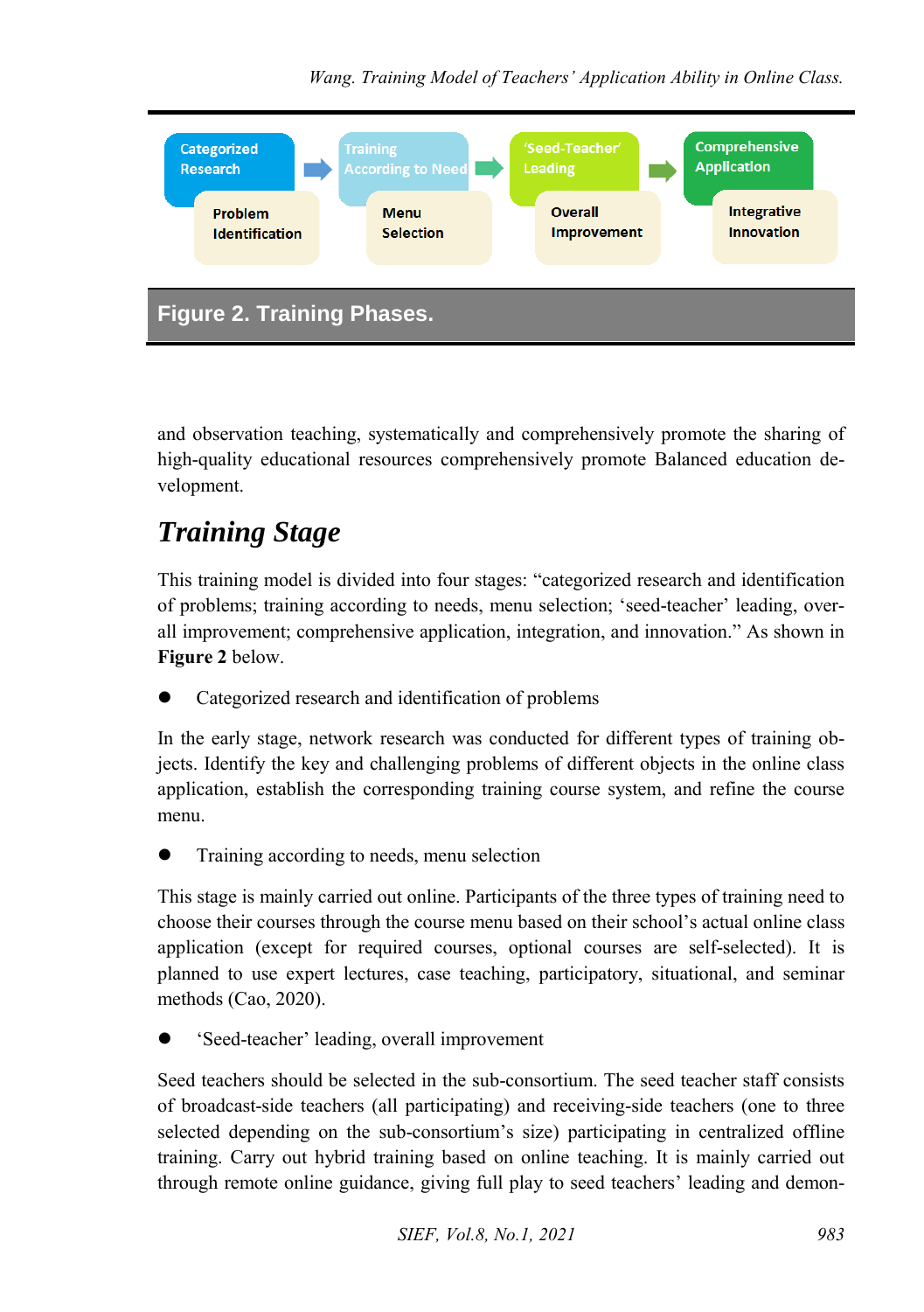Categorized Research → Training According to Need → 'Seed-Teacher' Leading → Comprehensive Application

Problem Identification | Menu Selection | Overall Improvement | Integrative Innovation

Figure 2. Training Phases.

and observation teaching, systematically and comprehensively promote the sharing of high-quality educational resources comprehensively promote Balanced education development.

## Training Stage

This training model is divided into four stages: "categorized research and identification of problems; training according to needs, menu selection; 'seed-teacher' leading, overall improvement; comprehensive application, integration, and innovation." As shown in **Figure 2** below.

- Categorized research and identification of problems

In the early stage, network research was conducted for different types of training objects. Identify the key and challenging problems of different objects in the online class application, establish the corresponding training course system, and refine the course menu.

- Training according to needs, menu selection

This stage is mainly carried out online. Participants of the three types of training need to choose their courses through the course menu based on their school's actual online class application (except for required courses, optional courses are self-selected). It is planned to use expert lectures, case teaching, participatory, situational, and seminar methods (Cao, 2020).

- 'Seed-teacher' leading, overall improvement

Seed teachers should be selected in the sub-consortium. The seed teacher staff consists of broadcast-side teachers (all participating) and receiving-side teachers (one to three selected depending on the sub-consortium's size) participating in centralized offline training. Carry out hybrid training based on online teaching. It is mainly carried out through remote online guidance, giving full play to seed teachers' leading and demon-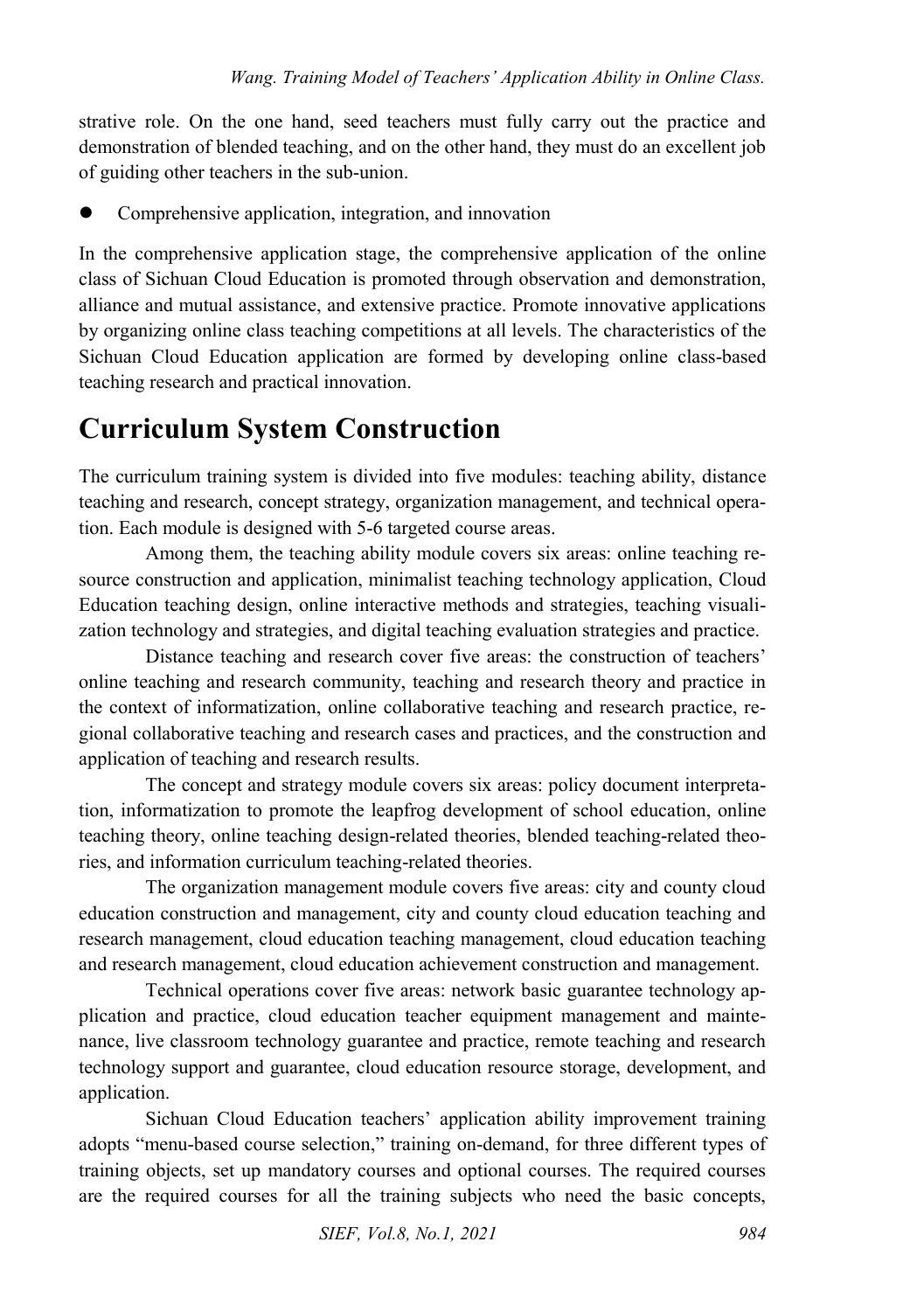strative role. On the one hand, seed teachers must fully carry out the practice and demonstration of blended teaching, and on the other hand, they must do an excellent job of guiding other teachers in the sub-union.

- Comprehensive application, integration, and innovation

In the comprehensive application stage, the comprehensive application of the online class of Sichuan Cloud Education is promoted through observation and demonstration, alliance and mutual assistance, and extensive practice. Promote innovative applications by organizing online class teaching competitions at all levels. The characteristics of the Sichuan Cloud Education application are formed by developing online class-based teaching research and practical innovation.

# Curriculum System Construction

The curriculum training system is divided into five modules: teaching ability, distance teaching and research, concept strategy, organization management, and technical operation. Each module is designed with 5-6 targeted course areas.

Among them, the teaching ability module covers six areas: online teaching resource construction and application, minimalist teaching technology application, Cloud Education teaching design, online interactive methods and strategies, teaching visualization technology and strategies, and digital teaching evaluation strategies and practice.

Distance teaching and research cover five areas: the construction of teachers' online teaching and research community, teaching and research theory and practice in the context of informatization, online collaborative teaching and research practice, regional collaborative teaching and research cases and practices, and the construction and application of teaching and research results.

The concept and strategy module covers six areas: policy document interpretation, informatization to promote the leapfrog development of school education, online teaching theory, online teaching design-related theories, blended teaching-related theories, and information curriculum teaching-related theories.

The organization management module covers five areas: city and county cloud education construction and management, city and county cloud education teaching and research management, cloud education teaching management, cloud education teaching and research management, cloud education achievement construction and management.

Technical operations cover five areas: network basic guarantee technology application and practice, cloud education teacher equipment management and maintenance, live classroom technology guarantee and practice, remote teaching and research technology support and guarantee, cloud education resource storage, development, and application.

Sichuan Cloud Education teachers' application ability improvement training adopts "menu-based course selection," training on-demand, for three different types of training objects, set up mandatory courses and optional courses. The required courses are the required courses for all the training subjects who need the basic concepts,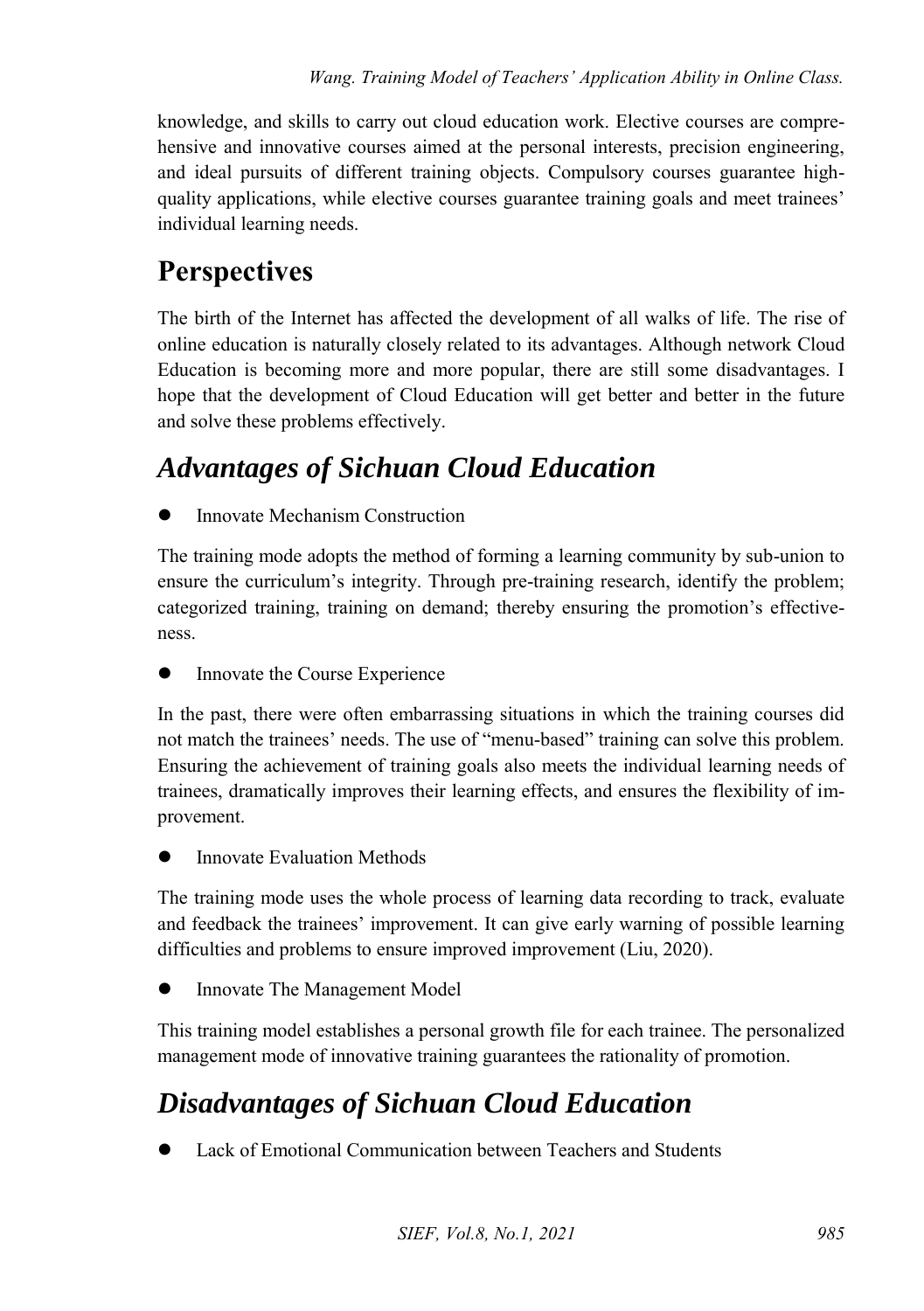knowledge, and skills to carry out cloud education work. Elective courses are comprehensive and innovative courses aimed at the personal interests, precision engineering, and ideal pursuits of different training objects. Compulsory courses guarantee high-quality applications, while elective courses guarantee training goals and meet trainees' individual learning needs.

# Perspectives

The birth of the Internet has affected the development of all walks of life. The rise of online education is naturally closely related to its advantages. Although network Cloud Education is becoming more and more popular, there are still some disadvantages. I hope that the development of Cloud Education will get better and better in the future and solve these problems effectively.

## *Advantages of Sichuan Cloud Education*

- Innovate Mechanism Construction

The training mode adopts the method of forming a learning community by sub-union to ensure the curriculum's integrity. Through pre-training research, identify the problem; categorized training, training on demand; thereby ensuring the promotion's effectiveness.

- Innovate the Course Experience

In the past, there were often embarrassing situations in which the training courses did not match the trainees' needs. The use of "menu-based" training can solve this problem. Ensuring the achievement of training goals also meets the individual learning needs of trainees, dramatically improves their learning effects, and ensures the flexibility of improvement.

- Innovate Evaluation Methods

The training mode uses the whole process of learning data recording to track, evaluate and feedback the trainees' improvement. It can give early warning of possible learning difficulties and problems to ensure improved improvement (Liu, 2020).

- Innovate The Management Model

This training model establishes a personal growth file for each trainee. The personalized management mode of innovative training guarantees the rationality of promotion.

## *Disadvantages of Sichuan Cloud Education*

- Lack of Emotional Communication between Teachers and Students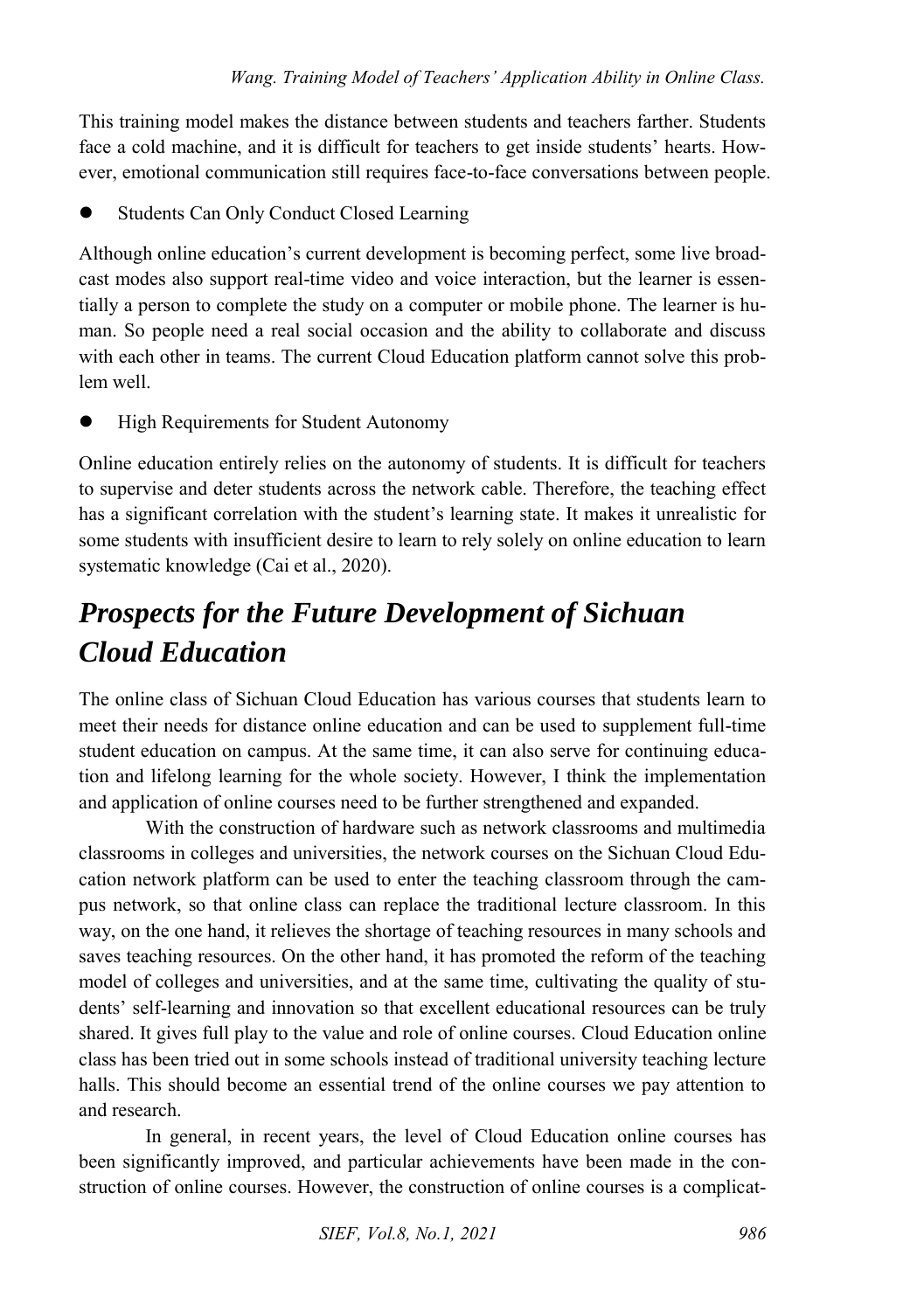This training model makes the distance between students and teachers farther. Students face a cold machine, and it is difficult for teachers to get inside students' hearts. However, emotional communication still requires face-to-face conversations between people.

- Students Can Only Conduct Closed Learning

Although online education's current development is becoming perfect, some live broadcast modes also support real-time video and voice interaction, but the learner is essentially a person to complete the study on a computer or mobile phone. The learner is human. So people need a real social occasion and the ability to collaborate and discuss with each other in teams. The current Cloud Education platform cannot solve this problem well.

- High Requirements for Student Autonomy

Online education entirely relies on the autonomy of students. It is difficult for teachers to supervise and deter students across the network cable. Therefore, the teaching effect has a significant correlation with the student's learning state. It makes it unrealistic for some students with insufficient desire to learn to rely solely on online education to learn systematic knowledge (Cai et al., 2020).

## *Prospects for the Future Development of Sichuan Cloud Education*

The online class of Sichuan Cloud Education has various courses that students learn to meet their needs for distance online education and can be used to supplement full-time student education on campus. At the same time, it can also serve for continuing education and lifelong learning for the whole society. However, I think the implementation and application of online courses need to be further strengthened and expanded.

With the construction of hardware such as network classrooms and multimedia classrooms in colleges and universities, the network courses on the Sichuan Cloud Education network platform can be used to enter the teaching classroom through the campus network, so that online class can replace the traditional lecture classroom. In this way, on the one hand, it relieves the shortage of teaching resources in many schools and saves teaching resources. On the other hand, it has promoted the reform of the teaching model of colleges and universities, and at the same time, cultivating the quality of students' self-learning and innovation so that excellent educational resources can be truly shared. It gives full play to the value and role of online courses. Cloud Education online class has been tried out in some schools instead of traditional university teaching lecture halls. This should become an essential trend of the online courses we pay attention to and research.

In general, in recent years, the level of Cloud Education online courses has been significantly improved, and particular achievements have been made in the construction of online courses. However, the construction of online courses is a complicat-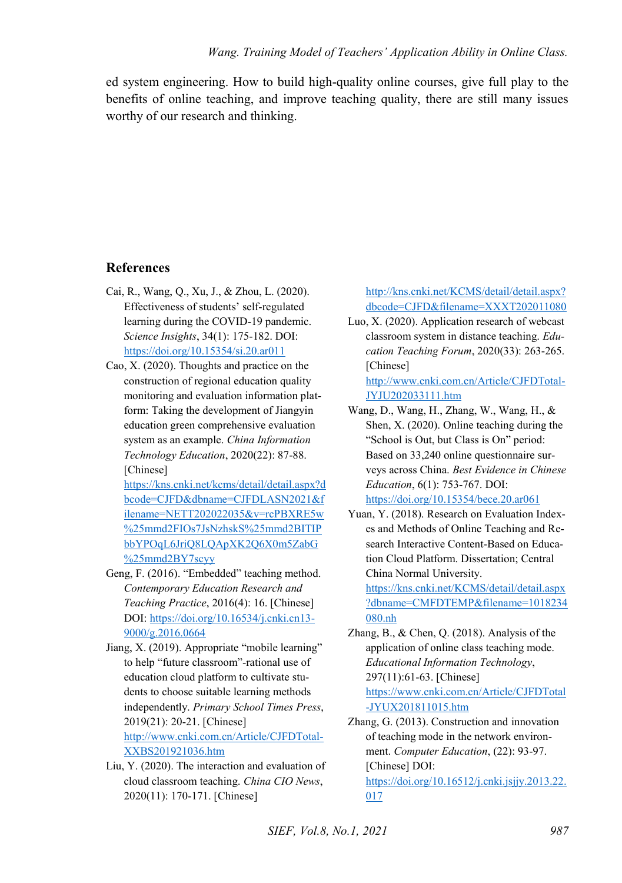ed system engineering. How to build high-quality online courses, give full play to the benefits of online teaching, and improve teaching quality, there are still many issues worthy of our research and thinking.

## References

Cai, R., Wang, Q., Xu, J., & Zhou, L. (2020). Effectiveness of students' self-regulated learning during the COVID-19 pandemic. *Science Insights*, 34(1): 175-182. DOI: https://doi.org/10.15354/si.20.ar011

Cao, X. (2020). Thoughts and practice on the construction of regional education quality monitoring and evaluation information platform: Taking the development of Jiangyin education green comprehensive evaluation system as an example. *China Information Technology Education*, 2020(22): 87-88. [Chinese] https://kns.cnki.net/kcms/detail/detail.aspx?dbcode=CJFD&dbname=CJFDLASN2021&filename=NETT202022035&v=rcPBXRE5w%25mmd2FIOs7JsNzhskS%25mmd2BITIPbbYPOqL6JriQ8LQApXK2Q6X0m5ZabG%25mmd2BY7scyy

Geng, F. (2016). "Embedded" teaching method. *Contemporary Education Research and Teaching Practice*, 2016(4): 16. [Chinese] DOI: https://doi.org/10.16534/j.cnki.cn13-9000/g.2016.0664

Jiang, X. (2019). Appropriate "mobile learning" to help "future classroom"-rational use of education cloud platform to cultivate students to choose suitable learning methods independently. *Primary School Times Press*, 2019(21): 20-21. [Chinese] http://www.cnki.com.cn/Article/CJFDTotal-XXBS201921036.htm

Liu, Y. (2020). The interaction and evaluation of cloud classroom teaching. *China CIO News*, 2020(11): 170-171. [Chinese] http://kns.cnki.net/KCMS/detail/detail.aspx?dbcode=CJFD&filename=XXXT202011080

Luo, X. (2020). Application research of webcast classroom system in distance teaching. *Education Teaching Forum*, 2020(33): 263-265. [Chinese] http://www.cnki.com.cn/Article/CJFDTotal-JYJU202033111.htm

Wang, D., Wang, H., Zhang, W., Wang, H., & Shen, X. (2020). Online teaching during the "School is Out, but Class is On" period: Based on 33,240 online questionnaire surveys across China. *Best Evidence in Chinese Education*, 6(1): 753-767. DOI: https://doi.org/10.15354/bece.20.ar061

Yuan, Y. (2018). Research on Evaluation Indexes and Methods of Online Teaching and Research Interactive Content-Based on Education Cloud Platform. Dissertation; Central China Normal University. https://kns.cnki.net/KCMS/detail/detail.aspx?dbname=CMFDTEMP&filename=1018234080.nh

Zhang, B., & Chen, Q. (2018). Analysis of the application of online class teaching mode. *Educational Information Technology*, 297(11):61-63. [Chinese] https://www.cnki.com.cn/Article/CJFDTotal-JYUX201811015.htm

Zhang, G. (2013). Construction and innovation of teaching mode in the network environment. *Computer Education*, (22): 93-97. [Chinese] DOI: https://doi.org/10.16512/j.cnki.jsjjy.2013.22.017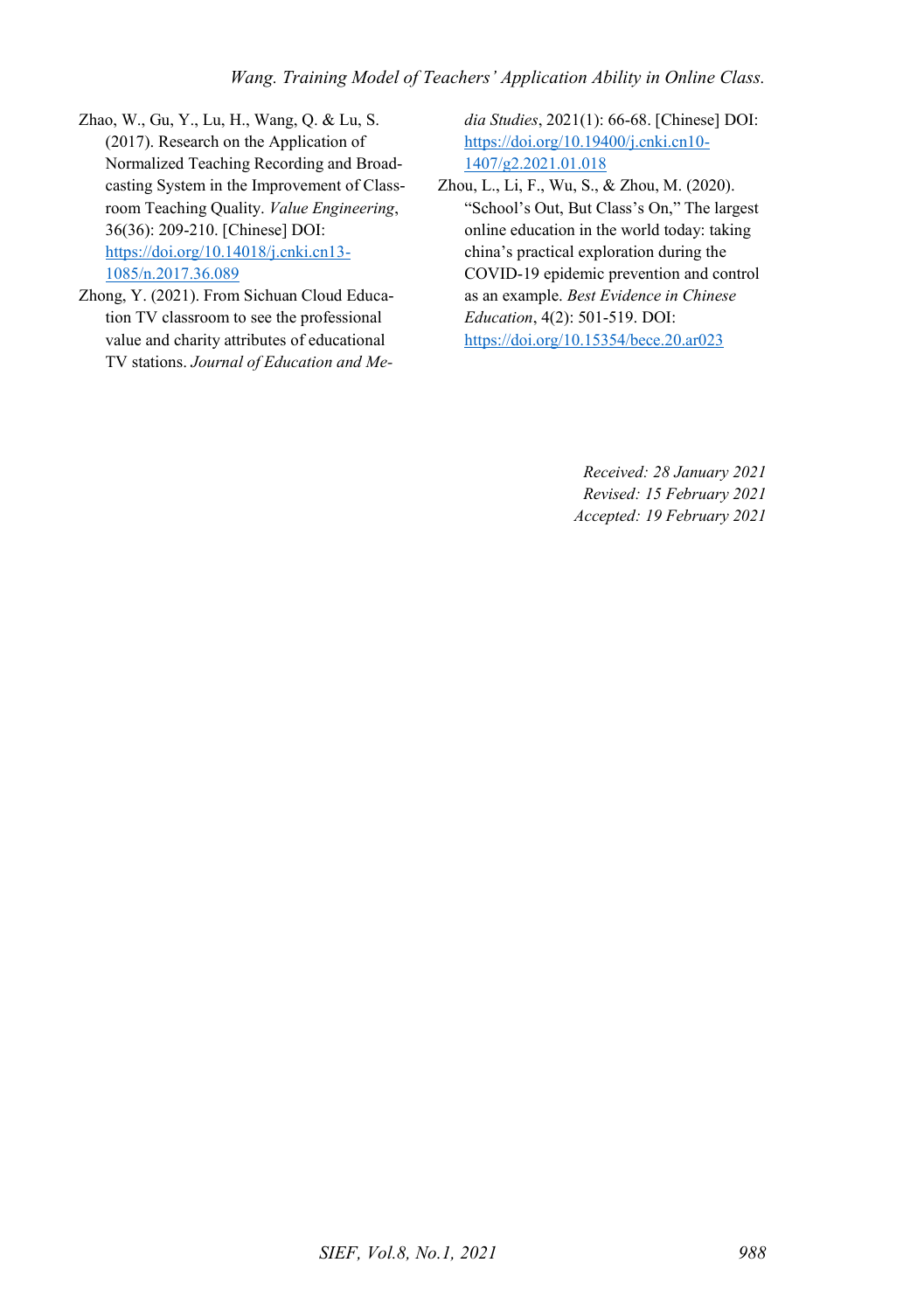Zhao, W., Gu, Y., Lu, H., Wang, Q. & Lu, S. (2017). Research on the Application of Normalized Teaching Recording and Broadcasting System in the Improvement of Classroom Teaching Quality. *Value Engineering*, 36(36): 209-210. [Chinese] DOI: https://doi.org/10.14018/j.cnki.cn13-1085/n.2017.36.089

Zhong, Y. (2021). From Sichuan Cloud Education TV classroom to see the professional value and charity attributes of educational TV stations. *Journal of Education and Media Studies*, 2021(1): 66-68. [Chinese] DOI: https://doi.org/10.19400/j.cnki.cn10-1407/g2.2021.01.018

Zhou, L., Li, F., Wu, S., & Zhou, M. (2020). "School's Out, But Class's On," The largest online education in the world today: taking china's practical exploration during the COVID-19 epidemic prevention and control as an example. *Best Evidence in Chinese Education*, 4(2): 501-519. DOI: https://doi.org/10.15354/bece.20.ar023

*Received: 28 January 2021*
*Revised: 15 February 2021*
*Accepted: 19 February 2021*